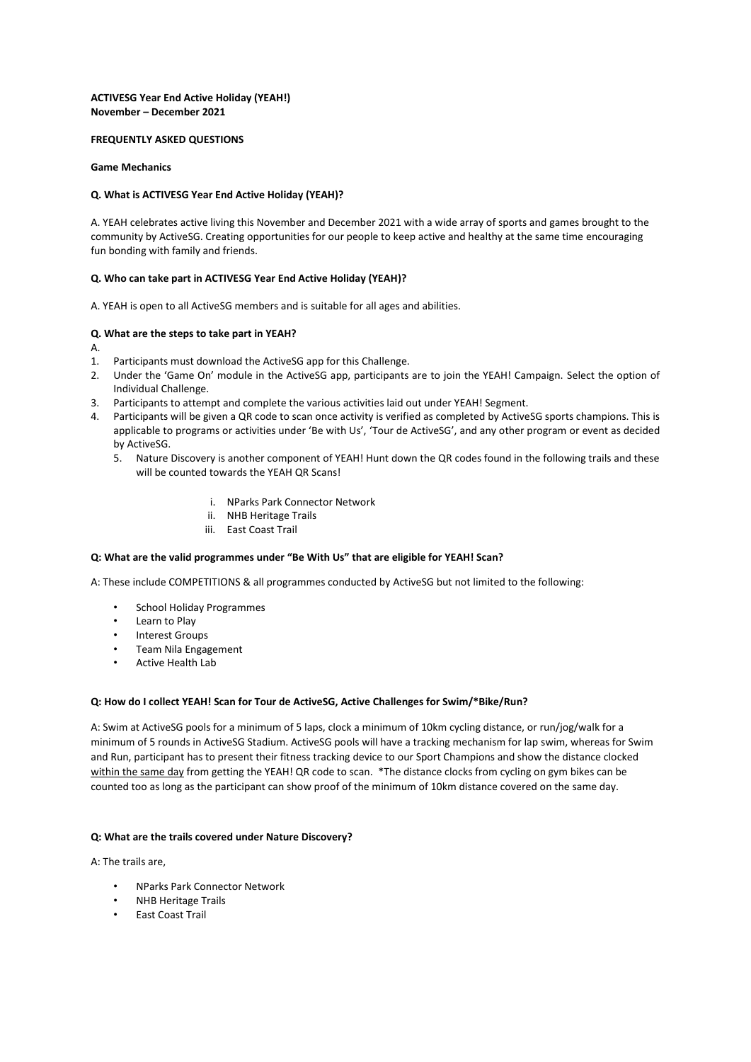**ACTIVESG Year End Active Holiday (YEAH!)**
**November – December 2021**

**FREQUENTLY ASKED QUESTIONS**

**Game Mechanics**

**Q. What is ACTIVESG Year End Active Holiday (YEAH)?**

A. YEAH celebrates active living this November and December 2021 with a wide array of sports and games brought to the community by ActiveSG. Creating opportunities for our people to keep active and healthy at the same time encouraging fun bonding with family and friends.

**Q. Who can take part in ACTIVESG Year End Active Holiday (YEAH)?**

A. YEAH is open to all ActiveSG members and is suitable for all ages and abilities.

**Q. What are the steps to take part in YEAH?**

A.

1. Participants must download the ActiveSG app for this Challenge.
2. Under the 'Game On' module in the ActiveSG app, participants are to join the YEAH! Campaign. Select the option of Individual Challenge.
3. Participants to attempt and complete the various activities laid out under YEAH! Segment.
4. Participants will be given a QR code to scan once activity is verified as completed by ActiveSG sports champions. This is applicable to programs or activities under 'Be with Us', 'Tour de ActiveSG', and any other program or event as decided by ActiveSG.
5. Nature Discovery is another component of YEAH! Hunt down the QR codes found in the following trails and these will be counted towards the YEAH QR Scans!
    i. NParks Park Connector Network
    ii. NHB Heritage Trails
    iii. East Coast Trail

**Q: What are the valid programmes under "Be With Us" that are eligible for YEAH! Scan?**

A: These include COMPETITIONS & all programmes conducted by ActiveSG but not limited to the following:

- School Holiday Programmes
- Learn to Play
- Interest Groups
- Team Nila Engagement
- Active Health Lab

**Q: How do I collect YEAH! Scan for Tour de ActiveSG, Active Challenges for Swim/*Bike/Run?**

A: Swim at ActiveSG pools for a minimum of 5 laps, clock a minimum of 10km cycling distance, or run/jog/walk for a minimum of 5 rounds in ActiveSG Stadium. ActiveSG pools will have a tracking mechanism for lap swim, whereas for Swim and Run, participant has to present their fitness tracking device to our Sport Champions and show the distance clocked <u>within the same day</u> from getting the YEAH! QR code to scan. *The distance clocks from cycling on gym bikes can be counted too as long as the participant can show proof of the minimum of 10km distance covered on the same day.

**Q: What are the trails covered under Nature Discovery?**

A: The trails are,

- NParks Park Connector Network
- NHB Heritage Trails
- East Coast Trail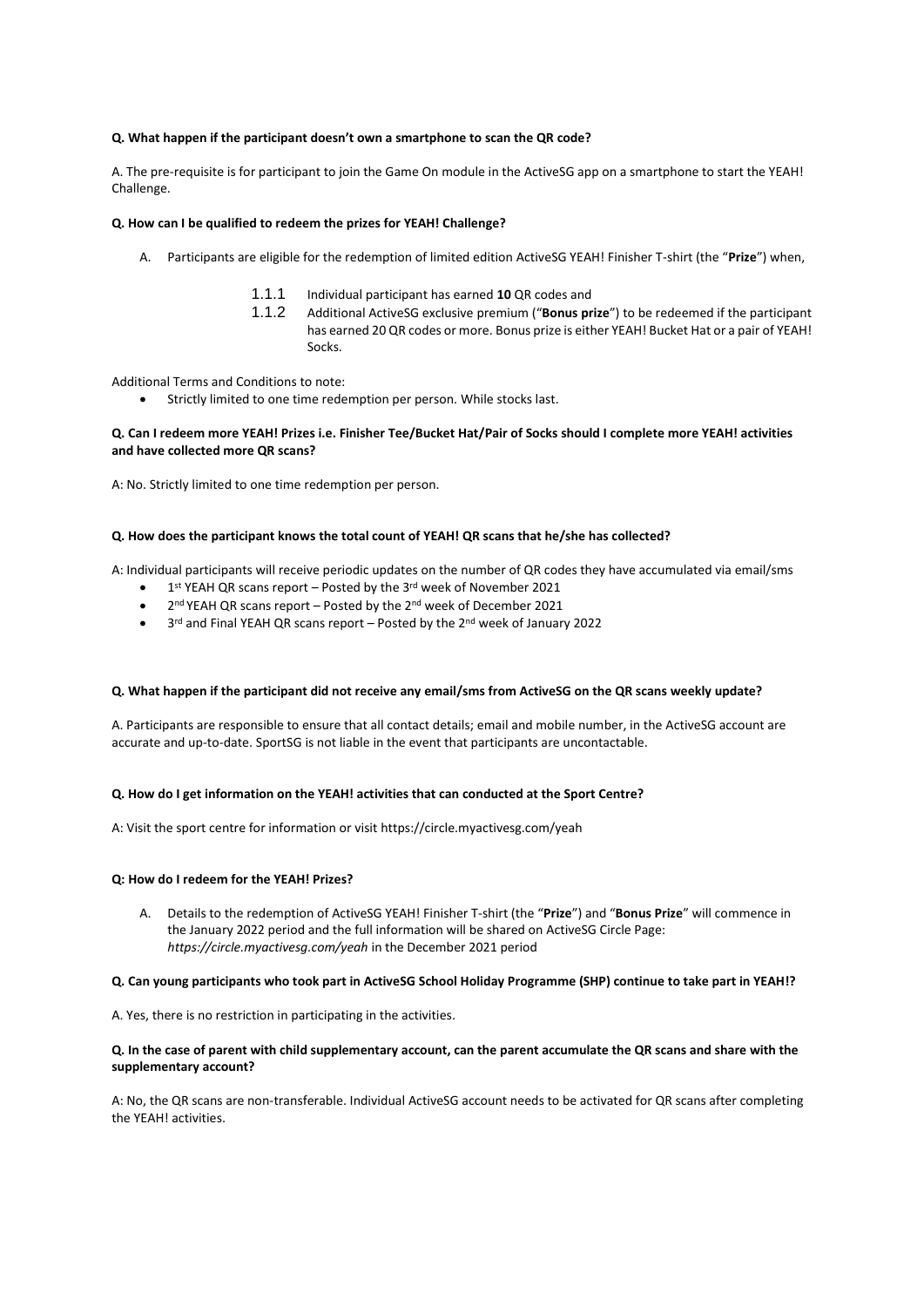**Q. What happen if the participant doesn't own a smartphone to scan the QR code?**

A. The pre-requisite is for participant to join the Game On module in the ActiveSG app on a smartphone to start the YEAH! Challenge.

**Q. How can I be qualified to redeem the prizes for YEAH! Challenge?**

A. Participants are eligible for the redemption of limited edition ActiveSG YEAH! Finisher T-shirt (the "**Prize**") when,

1.1.1 Individual participant has earned **10** QR codes and

1.1.2 Additional ActiveSG exclusive premium ("**Bonus prize**") to be redeemed if the participant has earned 20 QR codes or more. Bonus prize is either YEAH! Bucket Hat or a pair of YEAH! Socks.

Additional Terms and Conditions to note:

- Strictly limited to one time redemption per person. While stocks last.

**Q. Can I redeem more YEAH! Prizes i.e. Finisher Tee/Bucket Hat/Pair of Socks should I complete more YEAH! activities and have collected more QR scans?**

A: No. Strictly limited to one time redemption per person.

**Q. How does the participant knows the total count of YEAH! QR scans that he/she has collected?**

A: Individual participants will receive periodic updates on the number of QR codes they have accumulated via email/sms

- 1st YEAH QR scans report – Posted by the 3rd week of November 2021
- 2nd YEAH QR scans report – Posted by the 2nd week of December 2021
- 3rd and Final YEAH QR scans report – Posted by the 2nd week of January 2022

**Q. What happen if the participant did not receive any email/sms from ActiveSG on the QR scans weekly update?**

A. Participants are responsible to ensure that all contact details; email and mobile number, in the ActiveSG account are accurate and up-to-date. SportSG is not liable in the event that participants are uncontactable.

**Q. How do I get information on the YEAH! activities that can conducted at the Sport Centre?**

A: Visit the sport centre for information or visit https://circle.myactivesg.com/yeah

**Q: How do I redeem for the YEAH! Prizes?**

A. Details to the redemption of ActiveSG YEAH! Finisher T-shirt (the "**Prize**") and "**Bonus Prize**" will commence in the January 2022 period and the full information will be shared on ActiveSG Circle Page: *https://circle.myactivesg.com/yeah* in the December 2021 period

**Q. Can young participants who took part in ActiveSG School Holiday Programme (SHP) continue to take part in YEAH!?**

A. Yes, there is no restriction in participating in the activities.

**Q. In the case of parent with child supplementary account, can the parent accumulate the QR scans and share with the supplementary account?**

A: No, the QR scans are non-transferable. Individual ActiveSG account needs to be activated for QR scans after completing the YEAH! activities.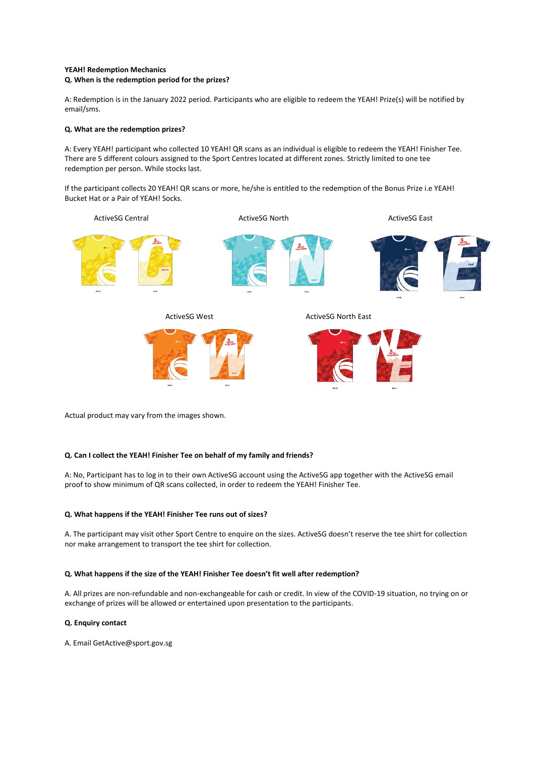**YEAH! Redemption Mechanics**

**Q. When is the redemption period for the prizes?**

A: Redemption is in the January 2022 period. Participants who are eligible to redeem the YEAH! Prize(s) will be notified by email/sms.

**Q. What are the redemption prizes?**

A: Every YEAH! participant who collected 10 YEAH! QR scans as an individual is eligible to redeem the YEAH! Finisher Tee. There are 5 different colours assigned to the Sport Centres located at different zones. Strictly limited to one tee redemption per person. While stocks last.

If the participant collects 20 YEAH! QR scans or more, he/she is entitled to the redemption of the Bonus Prize i.e YEAH! Bucket Hat or a Pair of YEAH! Socks.

ActiveSG Central

ActiveSG North

ActiveSG East

ActiveSG West

ActiveSG North East

Actual product may vary from the images shown.

**Q. Can I collect the YEAH! Finisher Tee on behalf of my family and friends?**

A: No, Participant has to log in to their own ActiveSG account using the ActiveSG app together with the ActiveSG email proof to show minimum of QR scans collected, in order to redeem the YEAH! Finisher Tee.

**Q. What happens if the YEAH! Finisher Tee runs out of sizes?**

A. The participant may visit other Sport Centre to enquire on the sizes. ActiveSG doesn't reserve the tee shirt for collection nor make arrangement to transport the tee shirt for collection.

**Q. What happens if the size of the YEAH! Finisher Tee doesn't fit well after redemption?**

A. All prizes are non-refundable and non-exchangeable for cash or credit. In view of the COVID-19 situation, no trying on or exchange of prizes will be allowed or entertained upon presentation to the participants.

**Q. Enquiry contact**

A. Email GetActive@sport.gov.sg